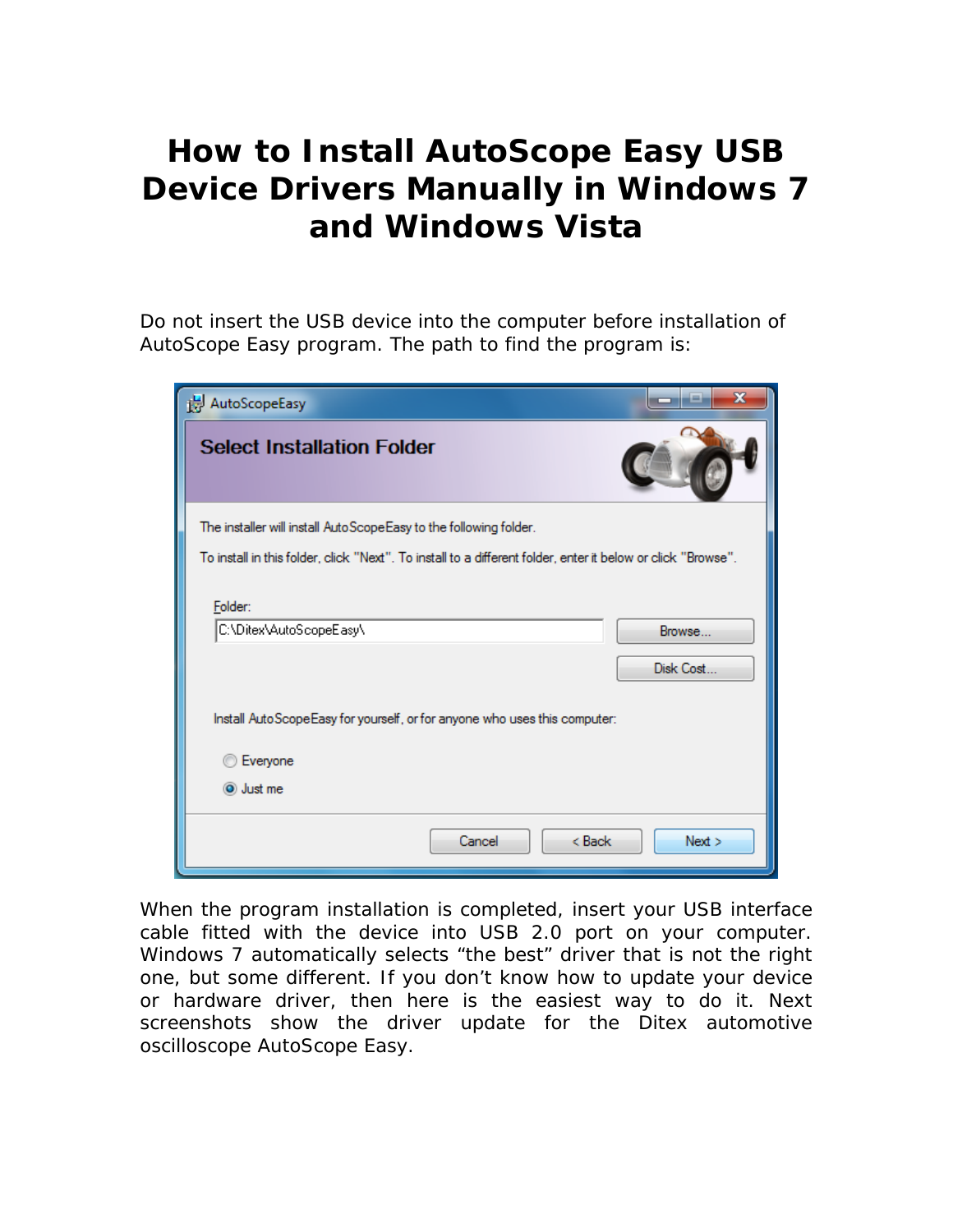# How to Install AutoScope Easy USB Device Drivers Manually in Windows 7 and Windows Vista

Do not insert the USB device into the computer before installation of AutoScope Easy program. The path to find the program is:

When the program installation is completed, insert your USB interface cable fitted with the device into USB 2.0 port on your computer. Windows 7 automatically selects "the best" driver that is not the right one, but some different. If you don't know how to update your device or hardware driver, then here is the easiest way to do it. Next screenshots show the driver update for the Ditex automotive oscilloscope AutoScope Easy.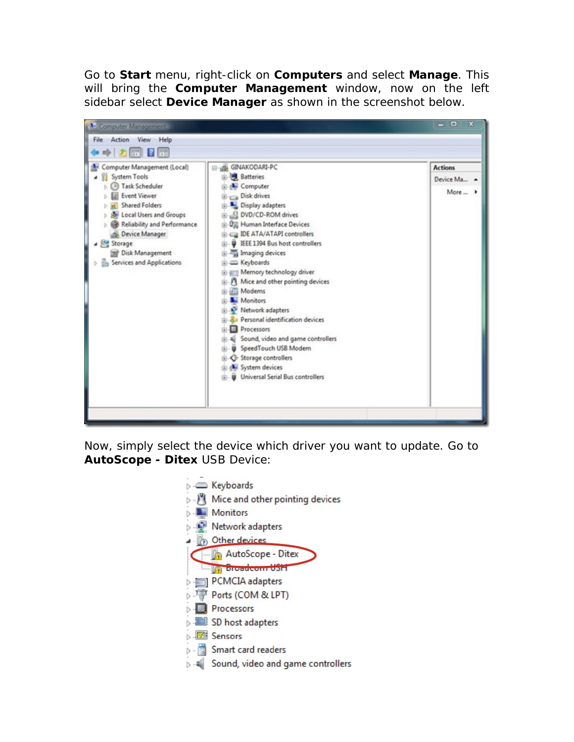Go to **Start** menu, right-click on **Computers** and select **Manage**. This will bring the **Computer Management** window, now on the left sidebar select **Device Manager** as shown in the screenshot below.

Now, simply select the device which driver you want to update. Go to **AutoScope - Ditex** USB Device: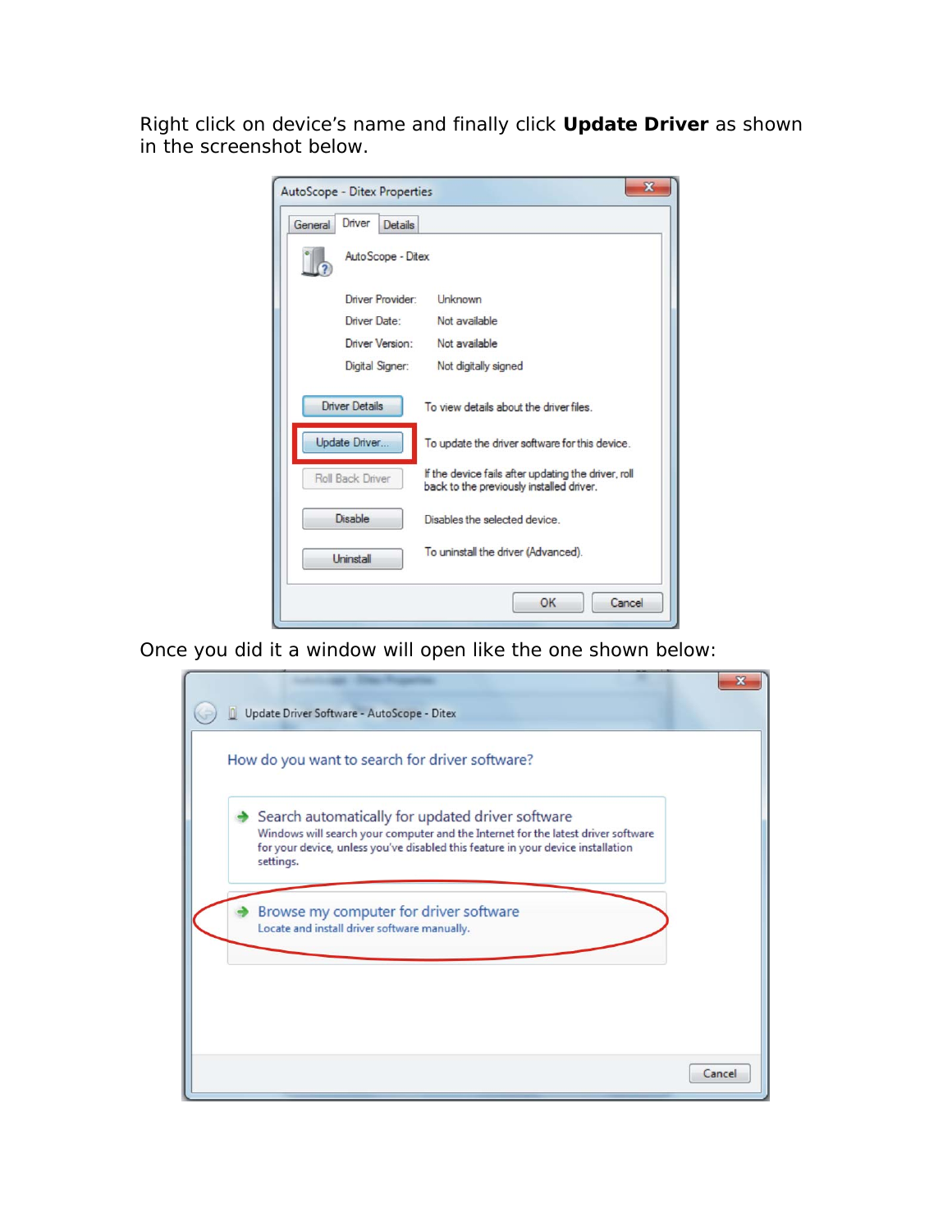Right click on device's name and finally click **Update Driver** as shown in the screenshot below.

Once you did it a window will open like the one shown below: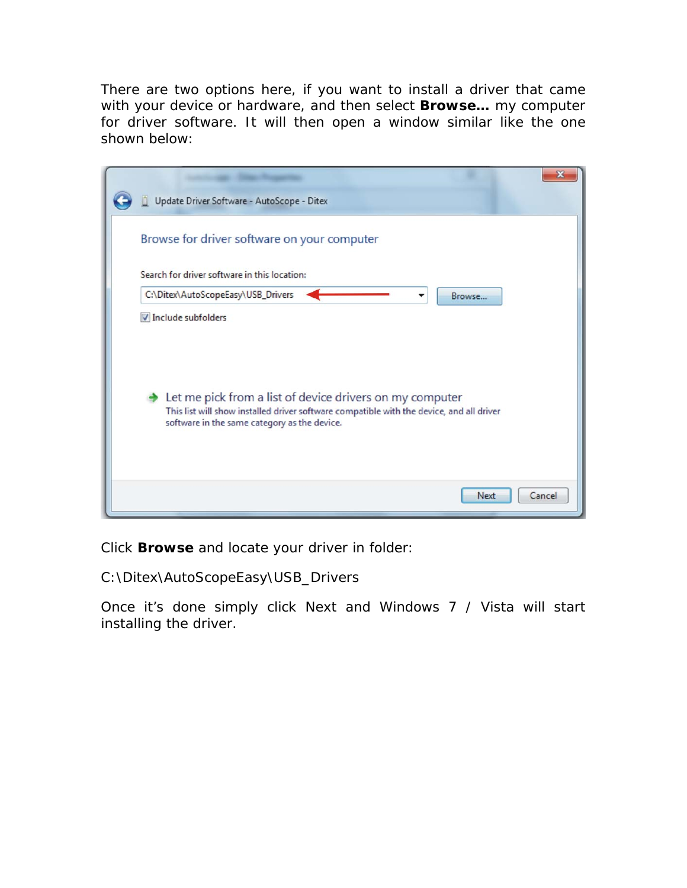There are two options here, if you want to install a driver that came with your device or hardware, and then select **Browse…** my computer for driver software. It will then open a window similar like the one shown below:

Click **Browse** and locate your driver in folder:

C:\Ditex\AutoScopeEasy\USB_Drivers

Once it's done simply click Next and Windows 7 / Vista will start installing the driver.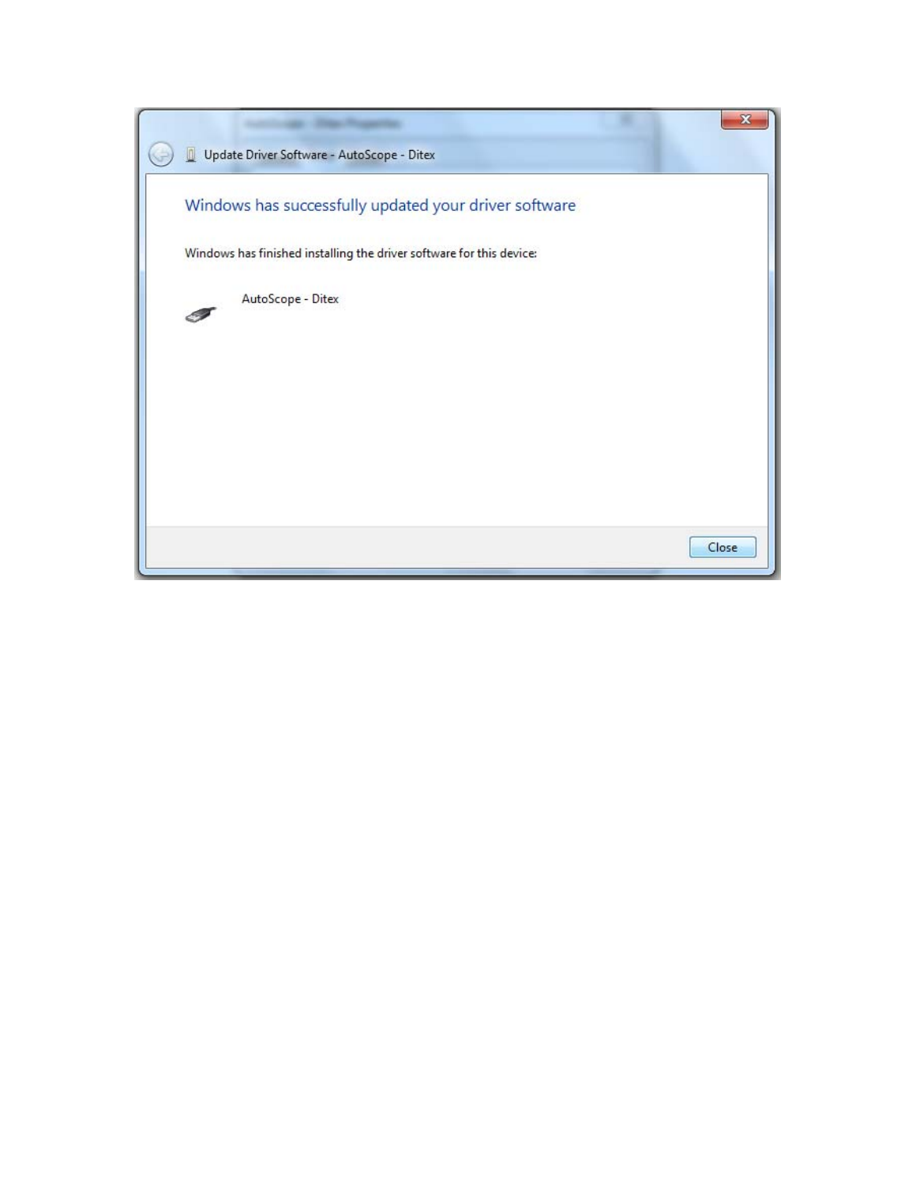Update Driver Software - AutoScope - Ditex

Windows has successfully updated your driver software

Windows has finished installing the driver software for this device:

AutoScope - Ditex

Close